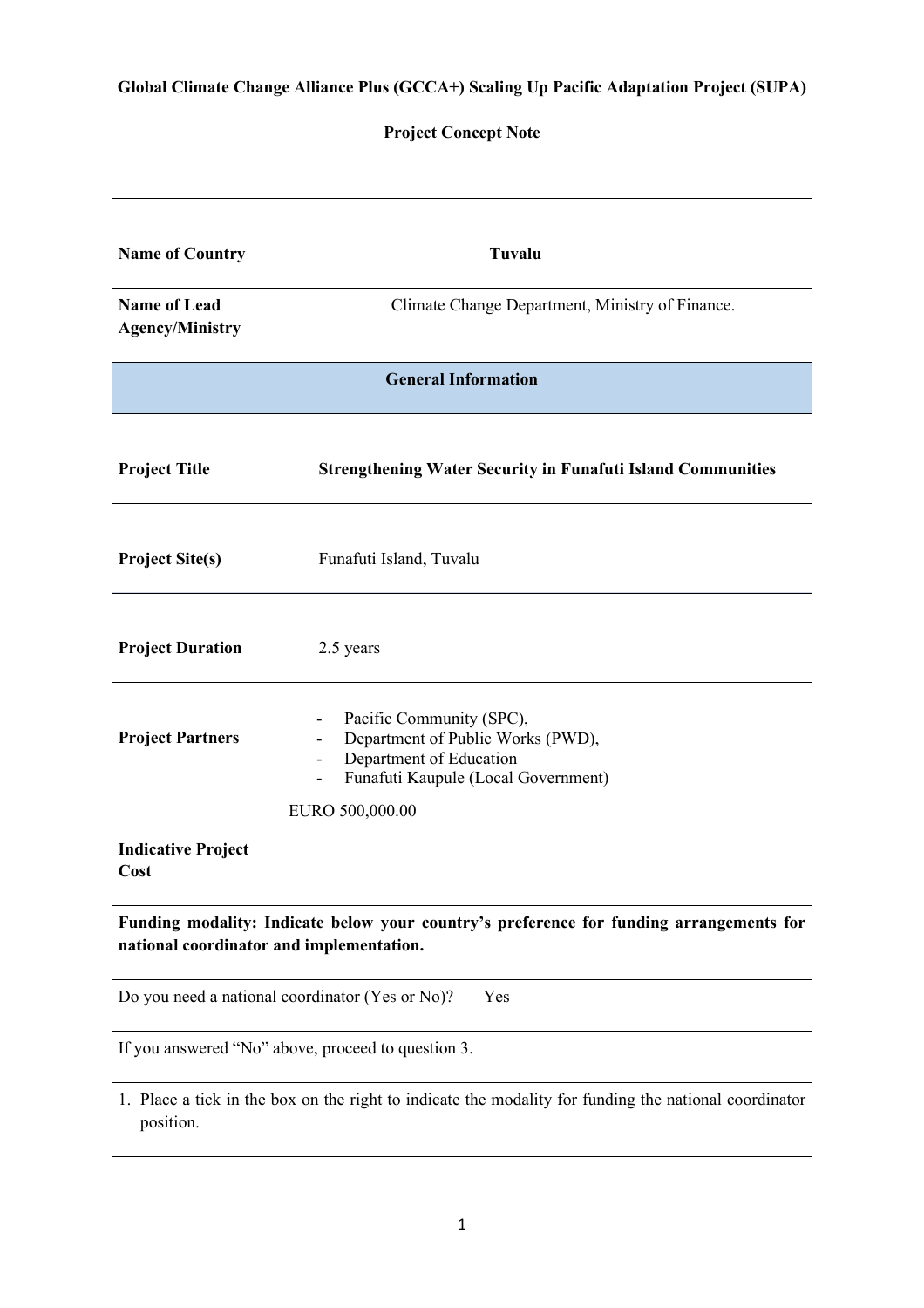**Global Climate Change Alliance Plus (GCCA+) Scaling Up Pacific Adaptation Project (SUPA)**

**Project Concept Note**

| | |
|---|---|
| **Name of Country** | **Tuvalu** |
| **Name of Lead Agency/Ministry** | Climate Change Department, Ministry of Finance. |
| **General Information** | |
| **Project Title** | **Strengthening Water Security in Funafuti Island Communities** |
| **Project Site(s)** | Funafuti Island, Tuvalu |
| **Project Duration** | 2.5 years |
| **Project Partners** | - Pacific Community (SPC),<br>- Department of Public Works (PWD),<br>- Department of Education<br>- Funafuti Kaupule (Local Government) |
| **Indicative Project Cost** | EURO 500,000.00 |
| **Funding modality: Indicate below your country's preference for funding arrangements for national coordinator and implementation.** | |
| Do you need a national coordinator (Yes or No)? Yes | |
| If you answered "No" above, proceed to question 3. | |
| 1. Place a tick in the box on the right to indicate the modality for funding the national coordinator position. | |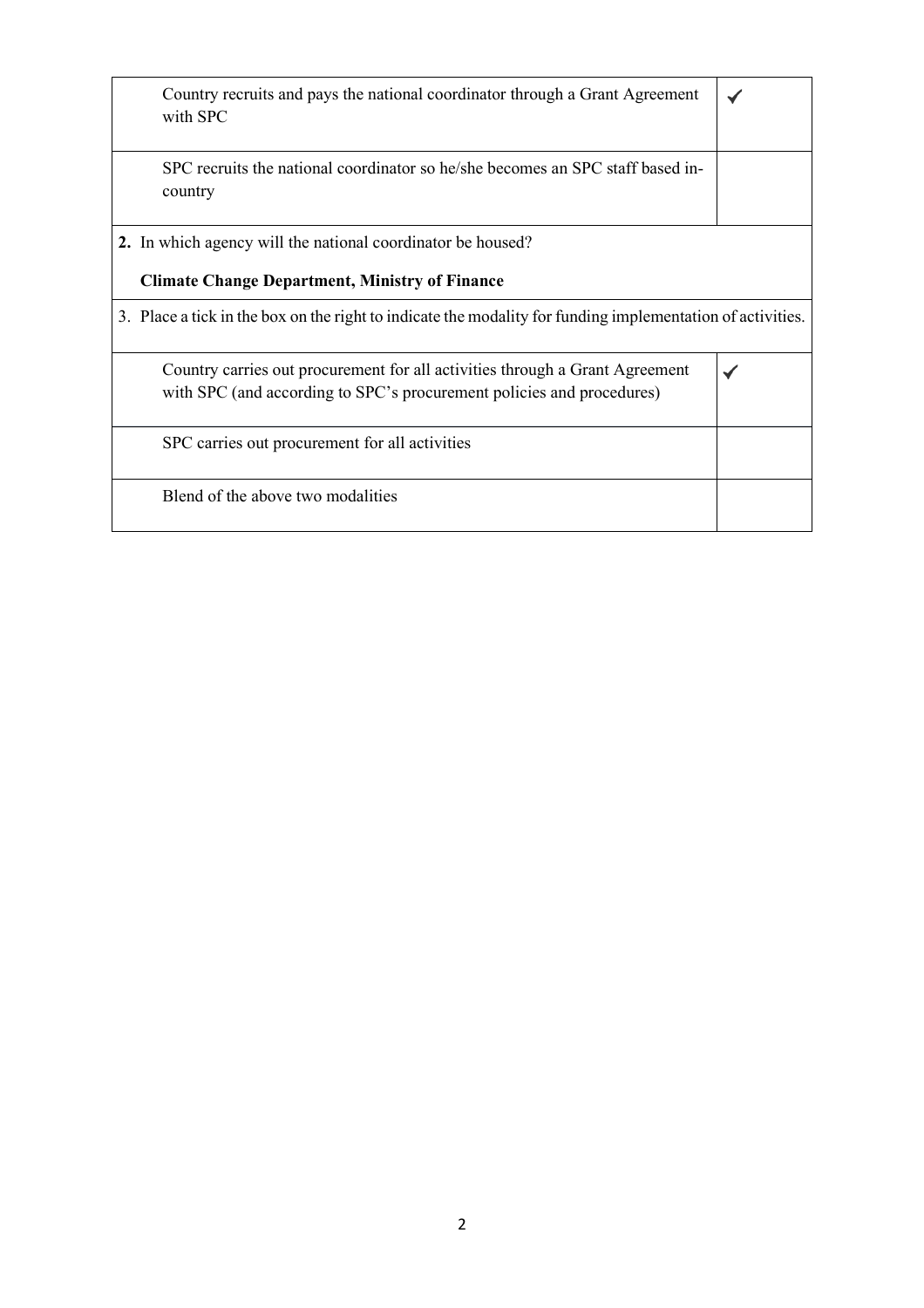| | |
|---|---|
| Country recruits and pays the national coordinator through a Grant Agreement with SPC | ✓ |
| SPC recruits the national coordinator so he/she becomes an SPC staff based in-country | |

**2.** In which agency will the national coordinator be housed?

**Climate Change Department, Ministry of Finance**

3. Place a tick in the box on the right to indicate the modality for funding implementation of activities.

| | |
|---|---|
| Country carries out procurement for all activities through a Grant Agreement with SPC (and according to SPC's procurement policies and procedures) | ✓ |
| SPC carries out procurement for all activities | |
| Blend of the above two modalities | |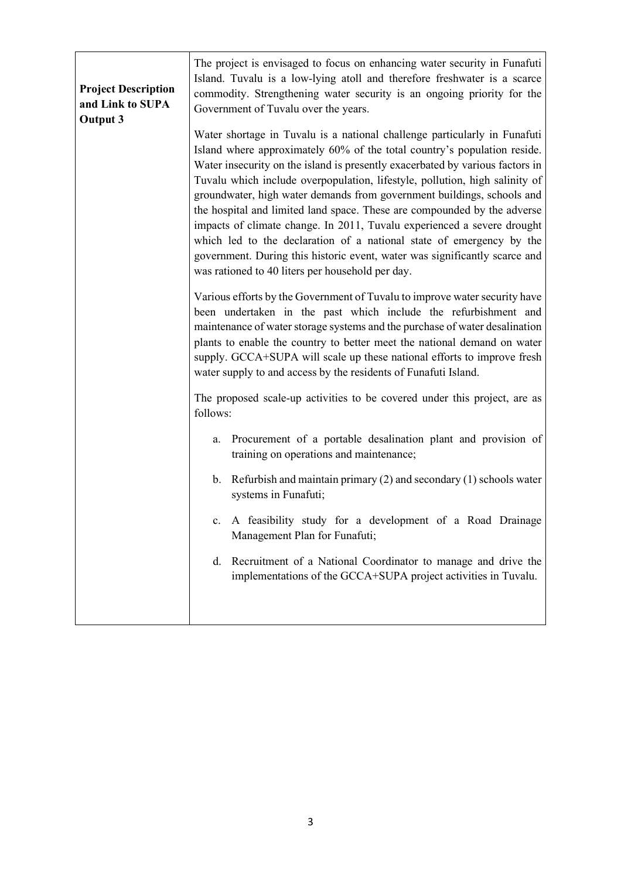| **Project Description and Link to SUPA Output 3** | The project is envisaged to focus on enhancing water security in Funafuti Island. Tuvalu is a low-lying atoll and therefore freshwater is a scarce commodity. Strengthening water security is an ongoing priority for the Government of Tuvalu over the years.<br><br>Water shortage in Tuvalu is a national challenge particularly in Funafuti Island where approximately 60% of the total country's population reside. Water insecurity on the island is presently exacerbated by various factors in Tuvalu which include overpopulation, lifestyle, pollution, high salinity of groundwater, high water demands from government buildings, schools and the hospital and limited land space. These are compounded by the adverse impacts of climate change. In 2011, Tuvalu experienced a severe drought which led to the declaration of a national state of emergency by the government. During this historic event, water was significantly scarce and was rationed to 40 liters per household per day.<br><br>Various efforts by the Government of Tuvalu to improve water security have been undertaken in the past which include the refurbishment and maintenance of water storage systems and the purchase of water desalination plants to enable the country to better meet the national demand on water supply. GCCA+SUPA will scale up these national efforts to improve fresh water supply to and access by the residents of Funafuti Island.<br><br>The proposed scale-up activities to be covered under this project, are as follows:<br><br>a. Procurement of a portable desalination plant and provision of training on operations and maintenance;<br><br>b. Refurbish and maintain primary (2) and secondary (1) schools water systems in Funafuti;<br><br>c. A feasibility study for a development of a Road Drainage Management Plan for Funafuti;<br><br>d. Recruitment of a National Coordinator to manage and drive the implementations of the GCCA+SUPA project activities in Tuvalu. |
|---|---|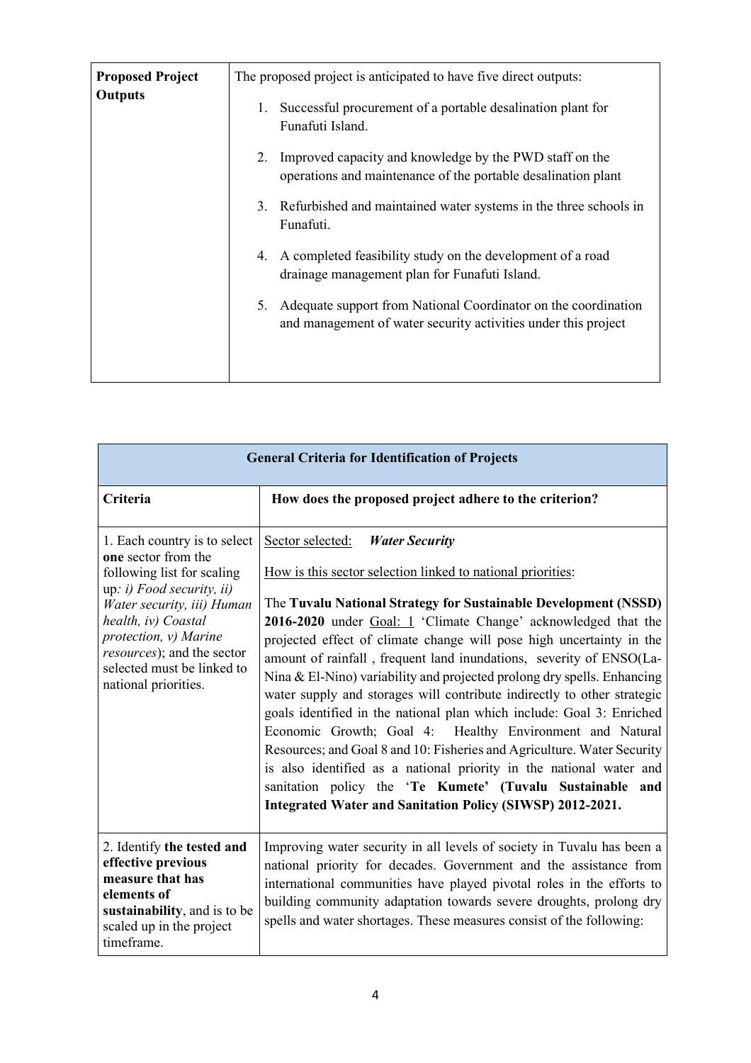| **Proposed Project Outputs** | The proposed project is anticipated to have five direct outputs:<br><br>1. Successful procurement of a portable desalination plant for Funafuti Island.<br>2. Improved capacity and knowledge by the PWD staff on the operations and maintenance of the portable desalination plant<br>3. Refurbished and maintained water systems in the three schools in Funafuti.<br>4. A completed feasibility study on the development of a road drainage management plan for Funafuti Island.<br>5. Adequate support from National Coordinator on the coordination and management of water security activities under this project |
|---|---|

| **General Criteria for Identification of Projects** | |
|---|---|
| **Criteria** | **How does the proposed project adhere to the criterion?** |
| 1. Each country is to select **one** sector from the following list for scaling up*: i) Food security, ii) Water security, iii) Human health, iv) Coastal protection, v) Marine resources*); and the sector selected must be linked to national priorities. | Sector selected: ***Water Security***<br><br>How is this sector selection linked to national priorities:<br><br>The **Tuvalu National Strategy for Sustainable Development (NSSD) 2016-2020** under Goal: 1 'Climate Change' acknowledged that the projected effect of climate change will pose high uncertainty in the amount of rainfall , frequent land inundations, severity of ENSO(La-Nina & El-Nino) variability and projected prolong dry spells. Enhancing water supply and storages will contribute indirectly to other strategic goals identified in the national plan which include: Goal 3: Enriched Economic Growth; Goal 4: Healthy Environment and Natural Resources; and Goal 8 and 10: Fisheries and Agriculture. Water Security is also identified as a national priority in the national water and sanitation policy the '**Te Kumete' (Tuvalu Sustainable and Integrated Water and Sanitation Policy (SIWSP) 2012-2021.** |
| 2. Identify **the tested and effective previous measure that has elements of sustainability**, and is to be scaled up in the project timeframe. | Improving water security in all levels of society in Tuvalu has been a national priority for decades. Government and the assistance from international communities have played pivotal roles in the efforts to building community adaptation towards severe droughts, prolong dry spells and water shortages. These measures consist of the following: |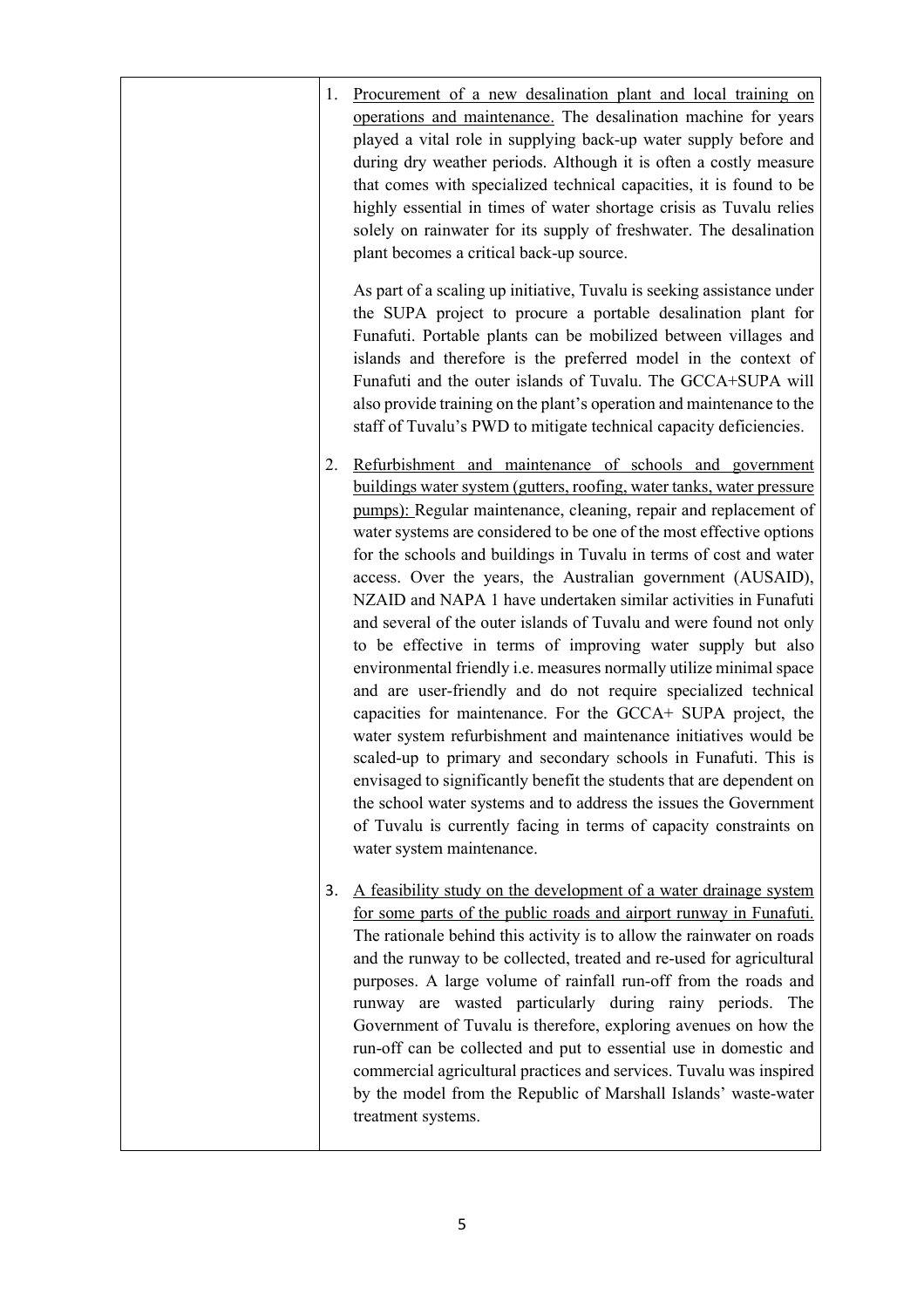| | |
|---|---|
| | 1. Procurement of a new desalination plant and local training on operations and maintenance. The desalination machine for years played a vital role in supplying back-up water supply before and during dry weather periods. Although it is often a costly measure that comes with specialized technical capacities, it is found to be highly essential in times of water shortage crisis as Tuvalu relies solely on rainwater for its supply of freshwater. The desalination plant becomes a critical back-up source.<br><br>As part of a scaling up initiative, Tuvalu is seeking assistance under the SUPA project to procure a portable desalination plant for Funafuti. Portable plants can be mobilized between villages and islands and therefore is the preferred model in the context of Funafuti and the outer islands of Tuvalu. The GCCA+SUPA will also provide training on the plant's operation and maintenance to the staff of Tuvalu's PWD to mitigate technical capacity deficiencies.<br><br>2. Refurbishment and maintenance of schools and government buildings water system (gutters, roofing, water tanks, water pressure pumps): Regular maintenance, cleaning, repair and replacement of water systems are considered to be one of the most effective options for the schools and buildings in Tuvalu in terms of cost and water access. Over the years, the Australian government (AUSAID), NZAID and NAPA 1 have undertaken similar activities in Funafuti and several of the outer islands of Tuvalu and were found not only to be effective in terms of improving water supply but also environmental friendly i.e. measures normally utilize minimal space and are user-friendly and do not require specialized technical capacities for maintenance. For the GCCA+ SUPA project, the water system refurbishment and maintenance initiatives would be scaled-up to primary and secondary schools in Funafuti. This is envisaged to significantly benefit the students that are dependent on the school water systems and to address the issues the Government of Tuvalu is currently facing in terms of capacity constraints on water system maintenance.<br><br>3. A feasibility study on the development of a water drainage system for some parts of the public roads and airport runway in Funafuti. The rationale behind this activity is to allow the rainwater on roads and the runway to be collected, treated and re-used for agricultural purposes. A large volume of rainfall run-off from the roads and runway are wasted particularly during rainy periods. The Government of Tuvalu is therefore, exploring avenues on how the run-off can be collected and put to essential use in domestic and commercial agricultural practices and services. Tuvalu was inspired by the model from the Republic of Marshall Islands' waste-water treatment systems. |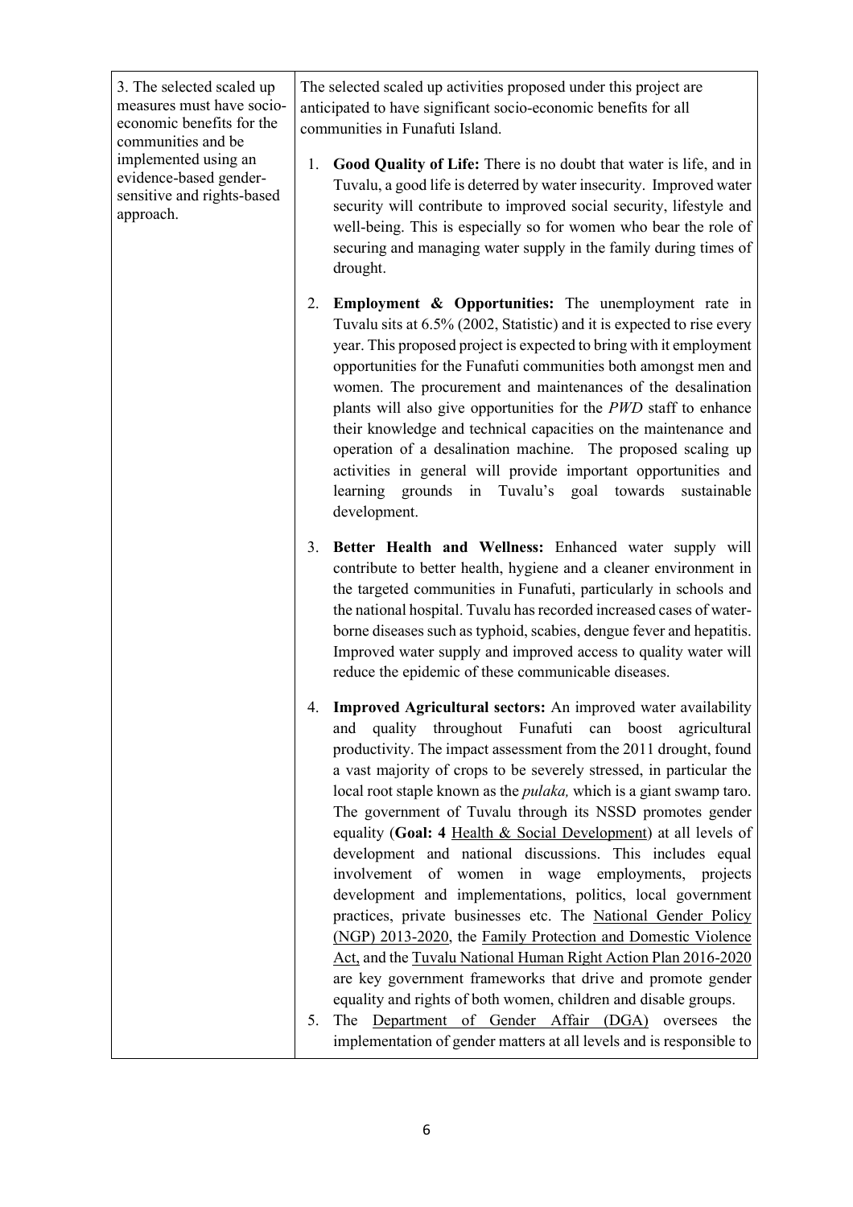| 3. The selected scaled up measures must have socio-economic benefits for the communities and be implemented using an evidence-based gender-sensitive and rights-based approach. | The selected scaled up activities proposed under this project are anticipated to have significant socio-economic benefits for all communities in Funafuti Island.<br><br>1. **Good Quality of Life:** There is no doubt that water is life, and in Tuvalu, a good life is deterred by water insecurity. Improved water security will contribute to improved social security, lifestyle and well-being. This is especially so for women who bear the role of securing and managing water supply in the family during times of drought.<br><br>2. **Employment & Opportunities:** The unemployment rate in Tuvalu sits at 6.5% (2002, Statistic) and it is expected to rise every year. This proposed project is expected to bring with it employment opportunities for the Funafuti communities both amongst men and women. The procurement and maintenances of the desalination plants will also give opportunities for the *PWD* staff to enhance their knowledge and technical capacities on the maintenance and operation of a desalination machine. The proposed scaling up activities in general will provide important opportunities and learning grounds in Tuvalu's goal towards sustainable development.<br><br>3. **Better Health and Wellness:** Enhanced water supply will contribute to better health, hygiene and a cleaner environment in the targeted communities in Funafuti, particularly in schools and the national hospital. Tuvalu has recorded increased cases of water-borne diseases such as typhoid, scabies, dengue fever and hepatitis. Improved water supply and improved access to quality water will reduce the epidemic of these communicable diseases.<br><br>4. **Improved Agricultural sectors:** An improved water availability and quality throughout Funafuti can boost agricultural productivity. The impact assessment from the 2011 drought, found a vast majority of crops to be severely stressed, in particular the local root staple known as the *pulaka,* which is a giant swamp taro. The government of Tuvalu through its NSSD promotes gender equality (**Goal: 4** Health & Social Development) at all levels of development and national discussions. This includes equal involvement of women in wage employments, projects development and implementations, politics, local government practices, private businesses etc. The National Gender Policy (NGP) 2013-2020, the Family Protection and Domestic Violence Act, and the Tuvalu National Human Right Action Plan 2016-2020 are key government frameworks that drive and promote gender equality and rights of both women, children and disable groups.<br>5. The Department of Gender Affair (DGA) oversees the implementation of gender matters at all levels and is responsible to |
|---|---|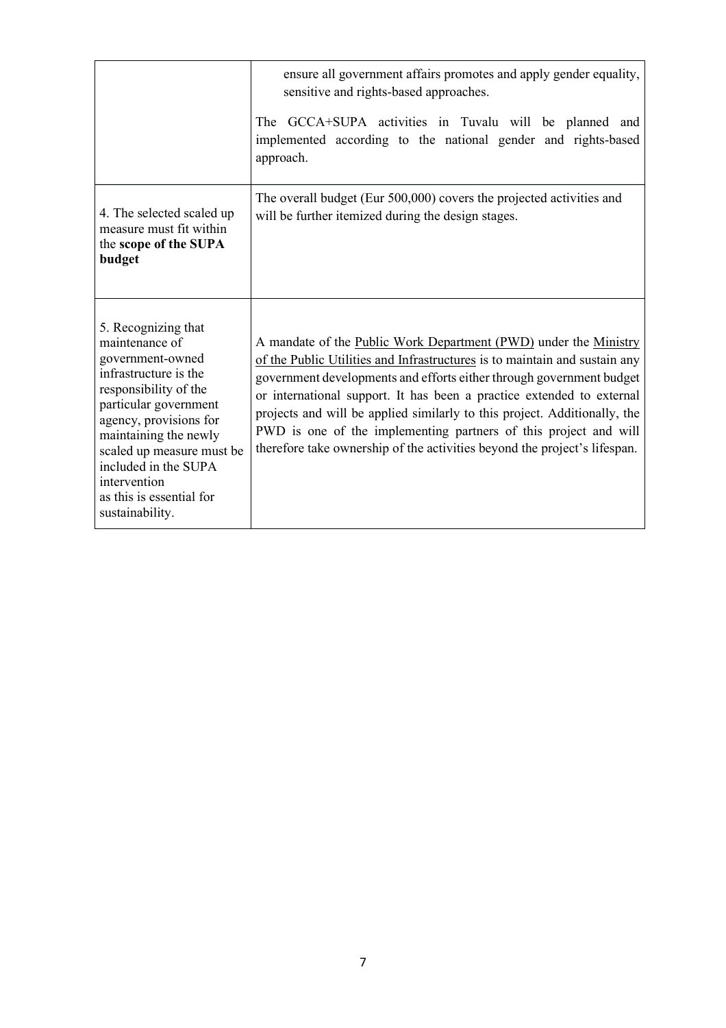| | |
|---|---|
| | ensure all government affairs promotes and apply gender equality, sensitive and rights-based approaches.<br><br>The GCCA+SUPA activities in Tuvalu will be planned and implemented according to the national gender and rights-based approach. |
| 4. The selected scaled up measure must fit within the **scope of the SUPA budget** | The overall budget (Eur 500,000) covers the projected activities and will be further itemized during the design stages. |
| 5. Recognizing that maintenance of government-owned infrastructure is the responsibility of the particular government agency, provisions for maintaining the newly scaled up measure must be included in the SUPA intervention as this is essential for sustainability. | A mandate of the Public Work Department (PWD) under the Ministry of the Public Utilities and Infrastructures is to maintain and sustain any government developments and efforts either through government budget or international support. It has been a practice extended to external projects and will be applied similarly to this project. Additionally, the PWD is one of the implementing partners of this project and will therefore take ownership of the activities beyond the project's lifespan. |